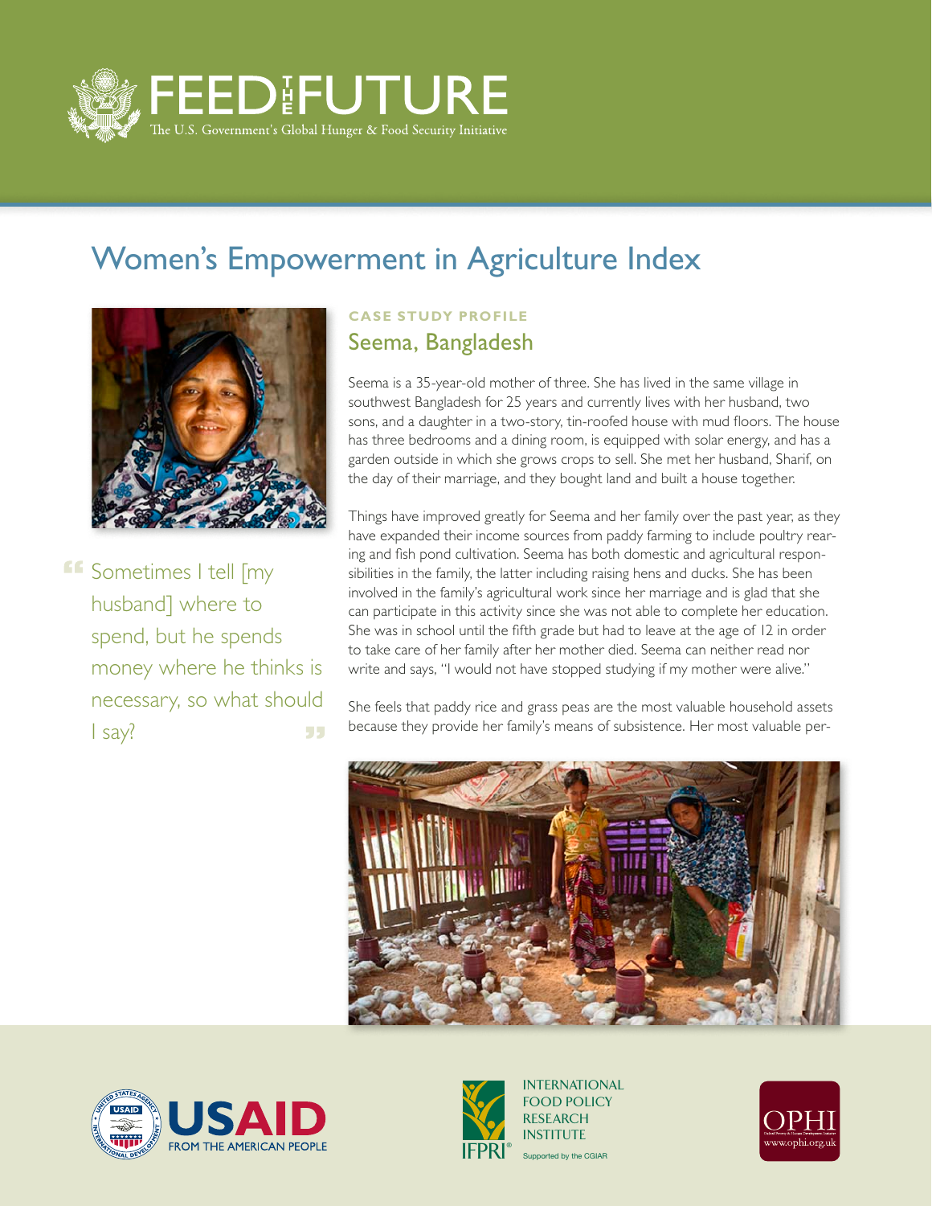FEED THE FUTURE

The U.S. Government's Global Hunger & Food Security Initiative

# Women's Empowerment in Agriculture Index

> "Sometimes I tell [my husband] where to spend, but he spends money where he thinks is necessary, so what should I say?"

**CASE STUDY PROFILE**

## Seema, Bangladesh

Seema is a 35-year-old mother of three. She has lived in the same village in southwest Bangladesh for 25 years and currently lives with her husband, two sons, and a daughter in a two-story, tin-roofed house with mud floors. The house has three bedrooms and a dining room, is equipped with solar energy, and has a garden outside in which she grows crops to sell. She met her husband, Sharif, on the day of their marriage, and they bought land and built a house together.

Things have improved greatly for Seema and her family over the past year, as they have expanded their income sources from paddy farming to include poultry rearing and fish pond cultivation. Seema has both domestic and agricultural responsibilities in the family, the latter including raising hens and ducks. She has been involved in the family's agricultural work since her marriage and is glad that she can participate in this activity since she was not able to complete her education. She was in school until the fifth grade but had to leave at the age of 12 in order to take care of her family after her mother died. Seema can neither read nor write and says, "I would not have stopped studying if my mother were alive."

She feels that paddy rice and grass peas are the most valuable household assets because they provide her family's means of subsistence. Her most valuable per-

USAID FROM THE AMERICAN PEOPLE

INTERNATIONAL FOOD POLICY RESEARCH INSTITUTE — IFPRI — Supported by the CGIAR

OPHI — www.ophi.org.uk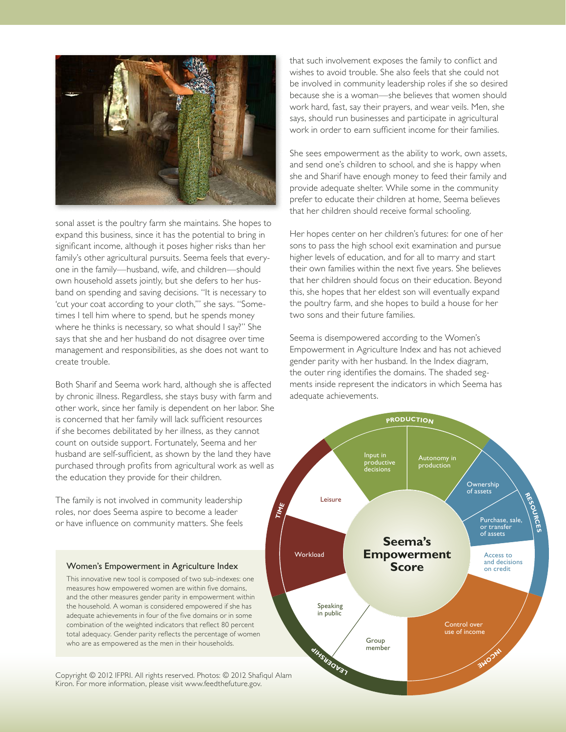sonal asset is the poultry farm she maintains. She hopes to expand this business, since it has the potential to bring in significant income, although it poses higher risks than her family's other agricultural pursuits. Seema feels that everyone in the family—husband, wife, and children—should own household assets jointly, but she defers to her husband on spending and saving decisions. "It is necessary to 'cut your coat according to your cloth,'" she says. "Sometimes I tell him where to spend, but he spends money where he thinks is necessary, so what should I say?" She says that she and her husband do not disagree over time management and responsibilities, as she does not want to create trouble.

Both Sharif and Seema work hard, although she is affected by chronic illness. Regardless, she stays busy with farm and other work, since her family is dependent on her labor. She is concerned that her family will lack sufficient resources if she becomes debilitated by her illness, as they cannot count on outside support. Fortunately, Seema and her husband are self-sufficient, as shown by the land they have purchased through profits from agricultural work as well as the education they provide for their children.

The family is not involved in community leadership roles, nor does Seema aspire to become a leader or have influence on community matters. She feels that such involvement exposes the family to conflict and wishes to avoid trouble. She also feels that she could not be involved in community leadership roles if she so desired because she is a woman—she believes that women should work hard, fast, say their prayers, and wear veils. Men, she says, should run businesses and participate in agricultural work in order to earn sufficient income for their families.

She sees empowerment as the ability to work, own assets, and send one's children to school, and she is happy when she and Sharif have enough money to feed their family and provide adequate shelter. While some in the community prefer to educate their children at home, Seema believes that her children should receive formal schooling.

Her hopes center on her children's futures: for one of her sons to pass the high school exit examination and pursue higher levels of education, and for all to marry and start their own families within the next five years. She believes that her children should focus on their education. Beyond this, she hopes that her eldest son will eventually expand the poultry farm, and she hopes to build a house for her two sons and their future families.

Seema is disempowered according to the Women's Empowerment in Agriculture Index and has not achieved gender parity with her husband. In the Index diagram, the outer ring identifies the domains. The shaded segments inside represent the indicators in which Seema has adequate achievements.

**Seema's Empowerment Score**

PRODUCTION: Input in productive decisions; Autonomy in production

RESOURCES: Ownership of assets; Purchase, sale, or transfer of assets; Access to and decisions on credit

INCOME: Control over use of income

LEADERSHIP: Group member; Speaking in public

TIME: Workload; Leisure

### Women's Empowerment in Agriculture Index

This innovative new tool is composed of two sub-indexes: one measures how empowered women are within five domains, and the other measures gender parity in empowerment within the household. A woman is considered empowered if she has adequate achievements in four of the five domains or in some combination of the weighted indicators that reflect 80 percent total adequacy. Gender parity reflects the percentage of women who are as empowered as the men in their households.

Copyright © 2012 IFPRI. All rights reserved. Photos: © 2012 Shafiqul Alam Kiron. For more information, please visit www.feedthefuture.gov.